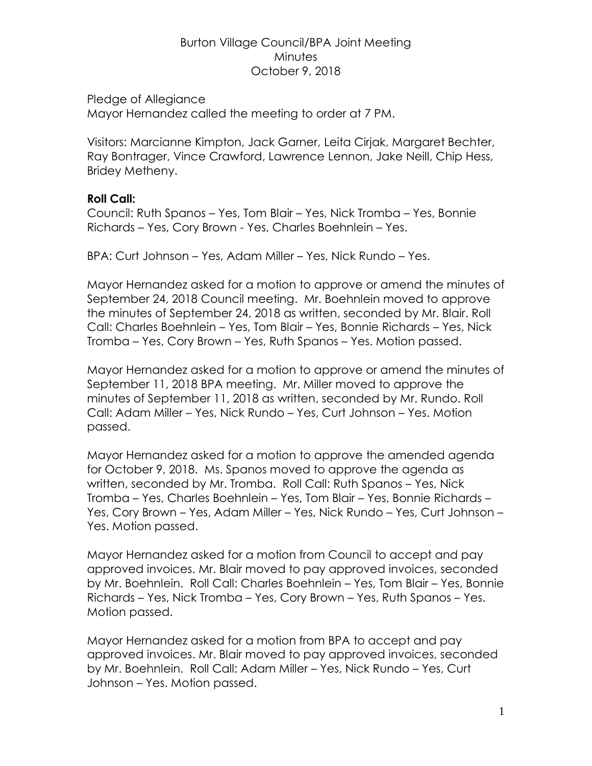Burton Village Council/BPA Joint Meeting
Minutes
October 9, 2018

Pledge of Allegiance
Mayor Hernandez called the meeting to order at 7 PM.

Visitors: Marcianne Kimpton, Jack Garner, Leita Cirjak, Margaret Bechter, Ray Bontrager, Vince Crawford, Lawrence Lennon, Jake Neill, Chip Hess, Bridey Metheny.

**Roll Call:**
Council: Ruth Spanos – Yes, Tom Blair – Yes, Nick Tromba – Yes, Bonnie Richards – Yes, Cory Brown - Yes, Charles Boehnlein – Yes.

BPA: Curt Johnson – Yes, Adam Miller – Yes, Nick Rundo – Yes.

Mayor Hernandez asked for a motion to approve or amend the minutes of September 24, 2018 Council meeting. Mr. Boehnlein moved to approve the minutes of September 24, 2018 as written, seconded by Mr. Blair. Roll Call: Charles Boehnlein – Yes, Tom Blair – Yes, Bonnie Richards – Yes, Nick Tromba – Yes, Cory Brown – Yes, Ruth Spanos – Yes. Motion passed.

Mayor Hernandez asked for a motion to approve or amend the minutes of September 11, 2018 BPA meeting. Mr. Miller moved to approve the minutes of September 11, 2018 as written, seconded by Mr. Rundo. Roll Call: Adam Miller – Yes, Nick Rundo – Yes, Curt Johnson – Yes. Motion passed.

Mayor Hernandez asked for a motion to approve the amended agenda for October 9, 2018. Ms. Spanos moved to approve the agenda as written, seconded by Mr. Tromba. Roll Call: Ruth Spanos – Yes, Nick Tromba – Yes, Charles Boehnlein – Yes, Tom Blair – Yes, Bonnie Richards – Yes, Cory Brown – Yes, Adam Miller – Yes, Nick Rundo – Yes, Curt Johnson – Yes. Motion passed.

Mayor Hernandez asked for a motion from Council to accept and pay approved invoices. Mr. Blair moved to pay approved invoices, seconded by Mr. Boehnlein. Roll Call: Charles Boehnlein – Yes, Tom Blair – Yes, Bonnie Richards – Yes, Nick Tromba – Yes, Cory Brown – Yes, Ruth Spanos – Yes. Motion passed.

Mayor Hernandez asked for a motion from BPA to accept and pay approved invoices. Mr. Blair moved to pay approved invoices, seconded by Mr. Boehnlein. Roll Call: Adam Miller – Yes, Nick Rundo – Yes, Curt Johnson – Yes. Motion passed.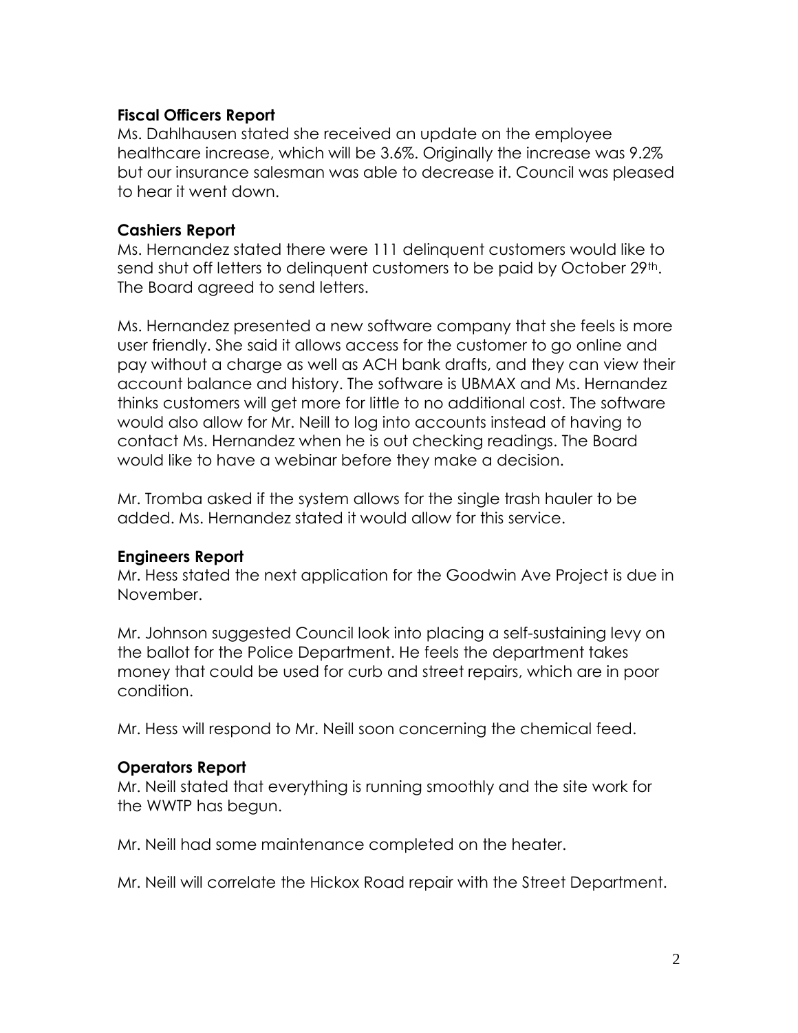**Fiscal Officers Report**

Ms. Dahlhausen stated she received an update on the employee healthcare increase, which will be 3.6%. Originally the increase was 9.2% but our insurance salesman was able to decrease it. Council was pleased to hear it went down.

**Cashiers Report**

Ms. Hernandez stated there were 111 delinquent customers would like to send shut off letters to delinquent customers to be paid by October 29th. The Board agreed to send letters.

Ms. Hernandez presented a new software company that she feels is more user friendly. She said it allows access for the customer to go online and pay without a charge as well as ACH bank drafts, and they can view their account balance and history. The software is UBMAX and Ms. Hernandez thinks customers will get more for little to no additional cost. The software would also allow for Mr. Neill to log into accounts instead of having to contact Ms. Hernandez when he is out checking readings. The Board would like to have a webinar before they make a decision.

Mr. Tromba asked if the system allows for the single trash hauler to be added. Ms. Hernandez stated it would allow for this service.

**Engineers Report**

Mr. Hess stated the next application for the Goodwin Ave Project is due in November.

Mr. Johnson suggested Council look into placing a self-sustaining levy on the ballot for the Police Department. He feels the department takes money that could be used for curb and street repairs, which are in poor condition.

Mr. Hess will respond to Mr. Neill soon concerning the chemical feed.

**Operators Report**

Mr. Neill stated that everything is running smoothly and the site work for the WWTP has begun.

Mr. Neill had some maintenance completed on the heater.

Mr. Neill will correlate the Hickox Road repair with the Street Department.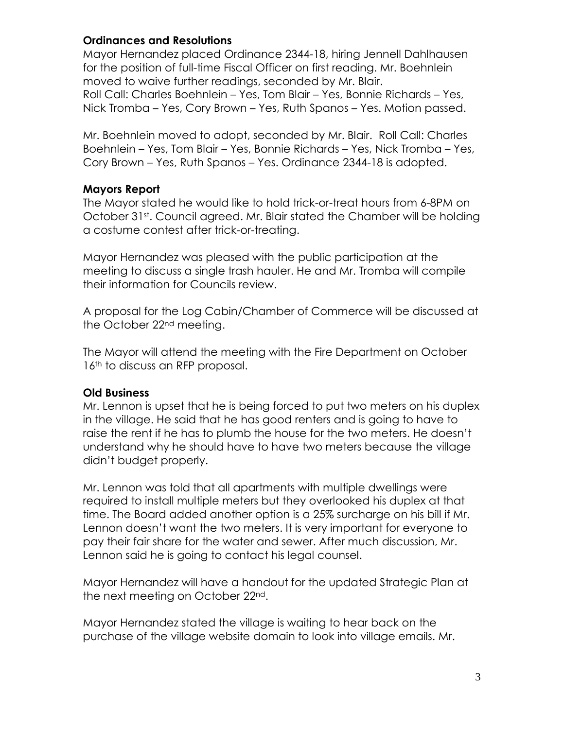### Ordinances and Resolutions

Mayor Hernandez placed Ordinance 2344-18, hiring Jennell Dahlhausen for the position of full-time Fiscal Officer on first reading. Mr. Boehnlein moved to waive further readings, seconded by Mr. Blair.
Roll Call: Charles Boehnlein – Yes, Tom Blair – Yes, Bonnie Richards – Yes, Nick Tromba – Yes, Cory Brown – Yes, Ruth Spanos – Yes. Motion passed.

Mr. Boehnlein moved to adopt, seconded by Mr. Blair. Roll Call: Charles Boehnlein – Yes, Tom Blair – Yes, Bonnie Richards – Yes, Nick Tromba – Yes, Cory Brown – Yes, Ruth Spanos – Yes. Ordinance 2344-18 is adopted.

### Mayors Report

The Mayor stated he would like to hold trick-or-treat hours from 6-8PM on October 31st. Council agreed. Mr. Blair stated the Chamber will be holding a costume contest after trick-or-treating.

Mayor Hernandez was pleased with the public participation at the meeting to discuss a single trash hauler. He and Mr. Tromba will compile their information for Councils review.

A proposal for the Log Cabin/Chamber of Commerce will be discussed at the October 22nd meeting.

The Mayor will attend the meeting with the Fire Department on October 16th to discuss an RFP proposal.

### Old Business

Mr. Lennon is upset that he is being forced to put two meters on his duplex in the village. He said that he has good renters and is going to have to raise the rent if he has to plumb the house for the two meters. He doesn't understand why he should have to have two meters because the village didn't budget properly.

Mr. Lennon was told that all apartments with multiple dwellings were required to install multiple meters but they overlooked his duplex at that time. The Board added another option is a 25% surcharge on his bill if Mr. Lennon doesn't want the two meters. It is very important for everyone to pay their fair share for the water and sewer. After much discussion, Mr. Lennon said he is going to contact his legal counsel.

Mayor Hernandez will have a handout for the updated Strategic Plan at the next meeting on October 22nd.

Mayor Hernandez stated the village is waiting to hear back on the purchase of the village website domain to look into village emails. Mr.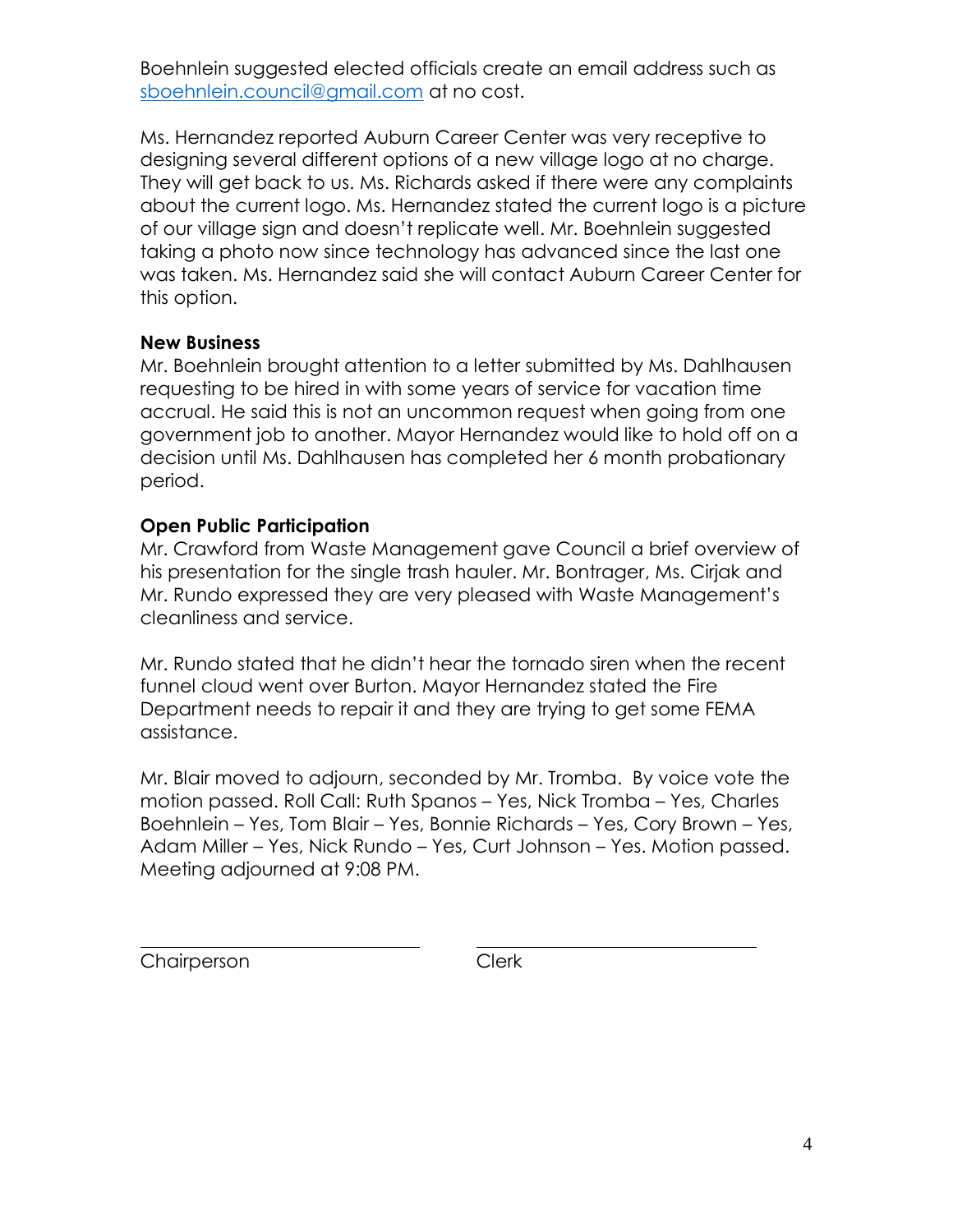Boehnlein suggested elected officials create an email address such as sboehnlein.council@gmail.com at no cost.

Ms. Hernandez reported Auburn Career Center was very receptive to designing several different options of a new village logo at no charge. They will get back to us. Ms. Richards asked if there were any complaints about the current logo. Ms. Hernandez stated the current logo is a picture of our village sign and doesn't replicate well. Mr. Boehnlein suggested taking a photo now since technology has advanced since the last one was taken. Ms. Hernandez said she will contact Auburn Career Center for this option.

**New Business**

Mr. Boehnlein brought attention to a letter submitted by Ms. Dahlhausen requesting to be hired in with some years of service for vacation time accrual. He said this is not an uncommon request when going from one government job to another. Mayor Hernandez would like to hold off on a decision until Ms. Dahlhausen has completed her 6 month probationary period.

**Open Public Participation**

Mr. Crawford from Waste Management gave Council a brief overview of his presentation for the single trash hauler. Mr. Bontrager, Ms. Cirjak and Mr. Rundo expressed they are very pleased with Waste Management's cleanliness and service.

Mr. Rundo stated that he didn't hear the tornado siren when the recent funnel cloud went over Burton. Mayor Hernandez stated the Fire Department needs to repair it and they are trying to get some FEMA assistance.

Mr. Blair moved to adjourn, seconded by Mr. Tromba. By voice vote the motion passed. Roll Call: Ruth Spanos – Yes, Nick Tromba – Yes, Charles Boehnlein – Yes, Tom Blair – Yes, Bonnie Richards – Yes, Cory Brown – Yes, Adam Miller – Yes, Nick Rundo – Yes, Curt Johnson – Yes. Motion passed. Meeting adjourned at 9:08 PM.

\_\_\_\_\_\_\_\_\_\_\_\_\_\_\_\_\_\_\_\_\_\_\_\_\_\_\_\_ \_\_\_\_\_\_\_\_\_\_\_\_\_\_\_\_\_\_\_\_\_\_\_\_\_\_\_\_

Chairperson Clerk